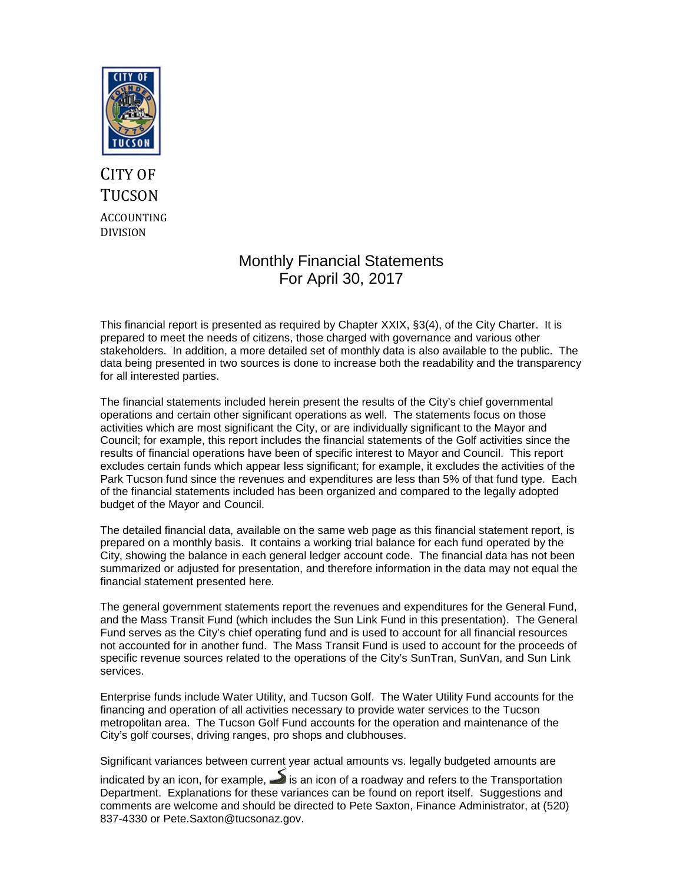CITY OF TUCSON

ACCOUNTING DIVISION

# Monthly Financial Statements
## For April 30, 2017

This financial report is presented as required by Chapter XXIX, §3(4), of the City Charter. It is prepared to meet the needs of citizens, those charged with governance and various other stakeholders. In addition, a more detailed set of monthly data is also available to the public. The data being presented in two sources is done to increase both the readability and the transparency for all interested parties.

The financial statements included herein present the results of the City's chief governmental operations and certain other significant operations as well. The statements focus on those activities which are most significant the City, or are individually significant to the Mayor and Council; for example, this report includes the financial statements of the Golf activities since the results of financial operations have been of specific interest to Mayor and Council. This report excludes certain funds which appear less significant; for example, it excludes the activities of the Park Tucson fund since the revenues and expenditures are less than 5% of that fund type. Each of the financial statements included has been organized and compared to the legally adopted budget of the Mayor and Council.

The detailed financial data, available on the same web page as this financial statement report, is prepared on a monthly basis. It contains a working trial balance for each fund operated by the City, showing the balance in each general ledger account code. The financial data has not been summarized or adjusted for presentation, and therefore information in the data may not equal the financial statement presented here.

The general government statements report the revenues and expenditures for the General Fund, and the Mass Transit Fund (which includes the Sun Link Fund in this presentation). The General Fund serves as the City's chief operating fund and is used to account for all financial resources not accounted for in another fund. The Mass Transit Fund is used to account for the proceeds of specific revenue sources related to the operations of the City's SunTran, SunVan, and Sun Link services.

Enterprise funds include Water Utility, and Tucson Golf. The Water Utility Fund accounts for the financing and operation of all activities necessary to provide water services to the Tucson metropolitan area. The Tucson Golf Fund accounts for the operation and maintenance of the City's golf courses, driving ranges, pro shops and clubhouses.

Significant variances between current year actual amounts vs. legally budgeted amounts are indicated by an icon, for example, is an icon of a roadway and refers to the Transportation Department. Explanations for these variances can be found on report itself. Suggestions and comments are welcome and should be directed to Pete Saxton, Finance Administrator, at (520) 837-4330 or Pete.Saxton@tucsonaz.gov.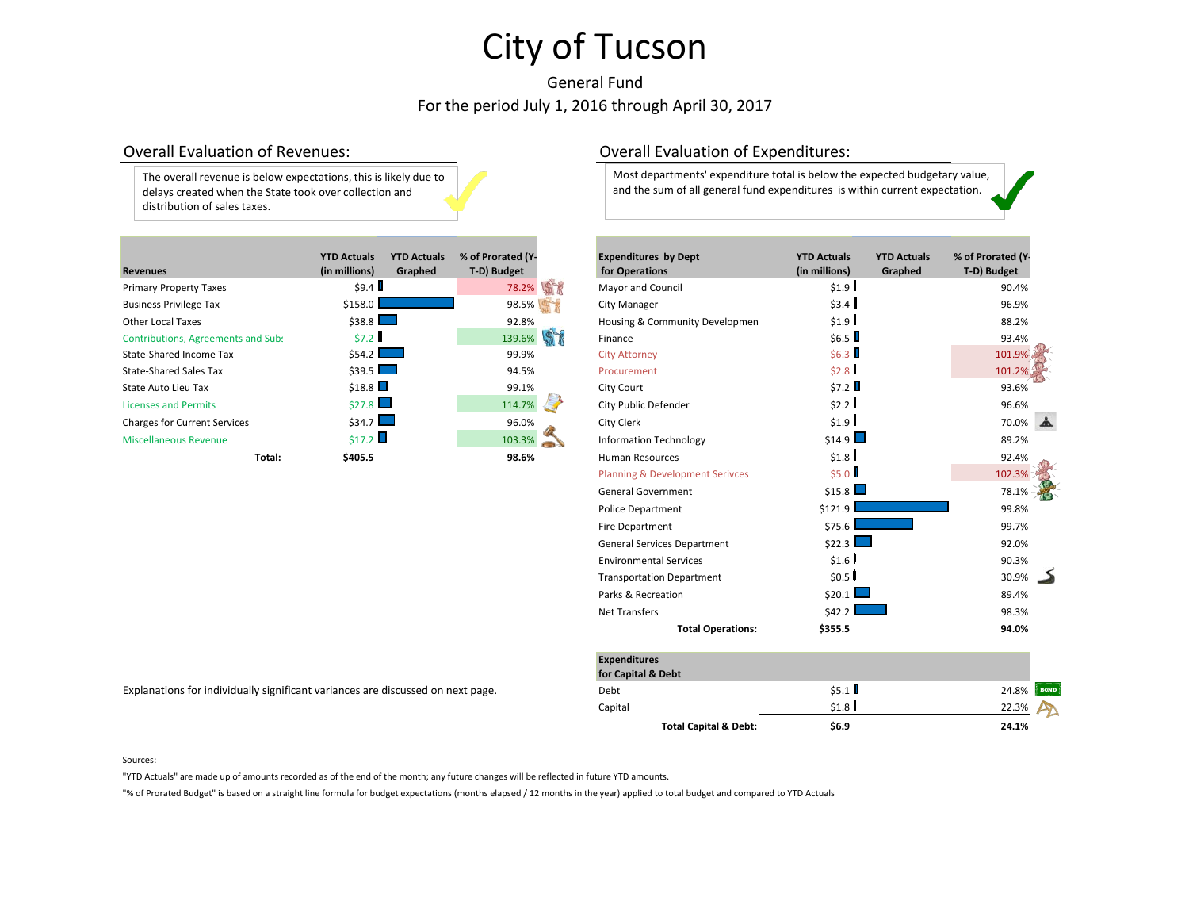# City of Tucson

General Fund

For the period July 1, 2016 through April 30, 2017

## Overall Evaluation of Revenues:

The overall revenue is below expectations, this is likely due to delays created when the State took over collection and distribution of sales taxes.

## Overall Evaluation of Expenditures:

Most departments' expenditure total is below the expected budgetary value, and the sum of all general fund expenditures is within current expectation.

| Revenues | YTD Actuals (in millions) | YTD Actuals Graphed | % of Prorated (Y-T-D) Budget |
|---|---|---|---|
| Primary Property Taxes | $9.4 | | 78.2% |
| Business Privilege Tax | $158.0 | | 98.5% |
| Other Local Taxes | $38.8 | | 92.8% |
| Contributions, Agreements and Subs | $7.2 | | 139.6% |
| State-Shared Income Tax | $54.2 | | 99.9% |
| State-Shared Sales Tax | $39.5 | | 94.5% |
| State Auto Lieu Tax | $18.8 | | 99.1% |
| Licenses and Permits | $27.8 | | 114.7% |
| Charges for Current Services | $34.7 | | 96.0% |
| Miscellaneous Revenue | $17.2 | | 103.3% |
| **Total:** | **$405.5** | | **98.6%** |

| Expenditures by Dept for Operations | YTD Actuals (in millions) | YTD Actuals Graphed | % of Prorated (Y-T-D) Budget |
|---|---|---|---|
| Mayor and Council | $1.9 | | 90.4% |
| City Manager | $3.4 | | 96.9% |
| Housing & Community Developmen | $1.9 | | 88.2% |
| Finance | $6.5 | | 93.4% |
| City Attorney | $6.3 | | 101.9% |
| Procurement | $2.8 | | 101.2% |
| City Court | $7.2 | | 93.6% |
| City Public Defender | $2.2 | | 96.6% |
| City Clerk | $1.9 | | 70.0% |
| Information Technology | $14.9 | | 89.2% |
| Human Resources | $1.8 | | 92.4% |
| Planning & Development Serivces | $5.0 | | 102.3% |
| General Government | $15.8 | | 78.1% |
| Police Department | $121.9 | | 99.8% |
| Fire Department | $75.6 | | 99.7% |
| General Services Department | $22.3 | | 92.0% |
| Environmental Services | $1.6 | | 90.3% |
| Transportation Department | $0.5 | | 30.9% |
| Parks & Recreation | $20.1 | | 89.4% |
| Net Transfers | $42.2 | | 98.3% |
| **Total Operations:** | **$355.5** | | **94.0%** |

| Expenditures for Capital & Debt | YTD Actuals (in millions) | YTD Actuals Graphed | % of Prorated (Y-T-D) Budget |
|---|---|---|---|
| Debt | $5.1 | | 24.8% |
| Capital | $1.8 | | 22.3% |
| **Total Capital & Debt:** | **$6.9** | | **24.1%** |

Explanations for individually significant variances are discussed on next page.

Sources:

"YTD Actuals" are made up of amounts recorded as of the end of the month; any future changes will be reflected in future YTD amounts.

"% of Prorated Budget" is based on a straight line formula for budget expectations (months elapsed / 12 months in the year) applied to total budget and compared to YTD Actuals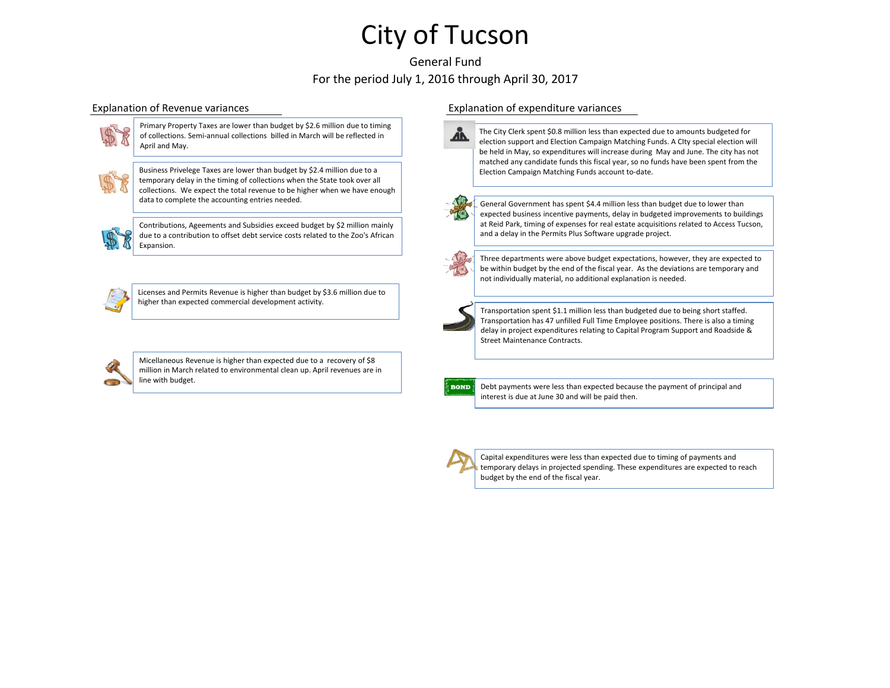# City of Tucson

General Fund

For the period July 1, 2016 through April 30, 2017

## Explanation of Revenue variances

Primary Property Taxes are lower than budget by $2.6 million due to timing of collections. Semi-annual collections billed in March will be reflected in April and May.

Business Privelege Taxes are lower than budget by $2.4 million due to a temporary delay in the timing of collections when the State took over all collections. We expect the total revenue to be higher when we have enough data to complete the accounting entries needed.

Contributions, Ageements and Subsidies exceed budget by $2 million mainly due to a contribution to offset debt service costs related to the Zoo's African Expansion.

Licenses and Permits Revenue is higher than budget by $3.6 million due to higher than expected commercial development activity.

Micellaneous Revenue is higher than expected due to a recovery of $8 million in March related to environmental clean up. April revenues are in line with budget.

## Explanation of expenditure variances

The City Clerk spent $0.8 million less than expected due to amounts budgeted for election support and Election Campaign Matching Funds. A CIty special election will be held in May, so expenditures will increase during May and June. The city has not matched any candidate funds this fiscal year, so no funds have been spent from the Election Campaign Matching Funds account to-date.

General Government has spent $4.4 million less than budget due to lower than expected business incentive payments, delay in budgeted improvements to buildings at Reid Park, timing of expenses for real estate acquisitions related to Access Tucson, and a delay in the Permits Plus Software upgrade project.

Three departments were above budget expectations, however, they are expected to be within budget by the end of the fiscal year. As the deviations are temporary and not individually material, no additional explanation is needed.

Transportation spent $1.1 million less than budgeted due to being short staffed. Transportation has 47 unfilled Full Time Employee positions. There is also a timing delay in project expenditures relating to Capital Program Support and Roadside & Street Maintenance Contracts.

Debt payments were less than expected because the payment of principal and interest is due at June 30 and will be paid then.

Capital expenditures were less than expected due to timing of payments and temporary delays in projected spending. These expenditures are expected to reach budget by the end of the fiscal year.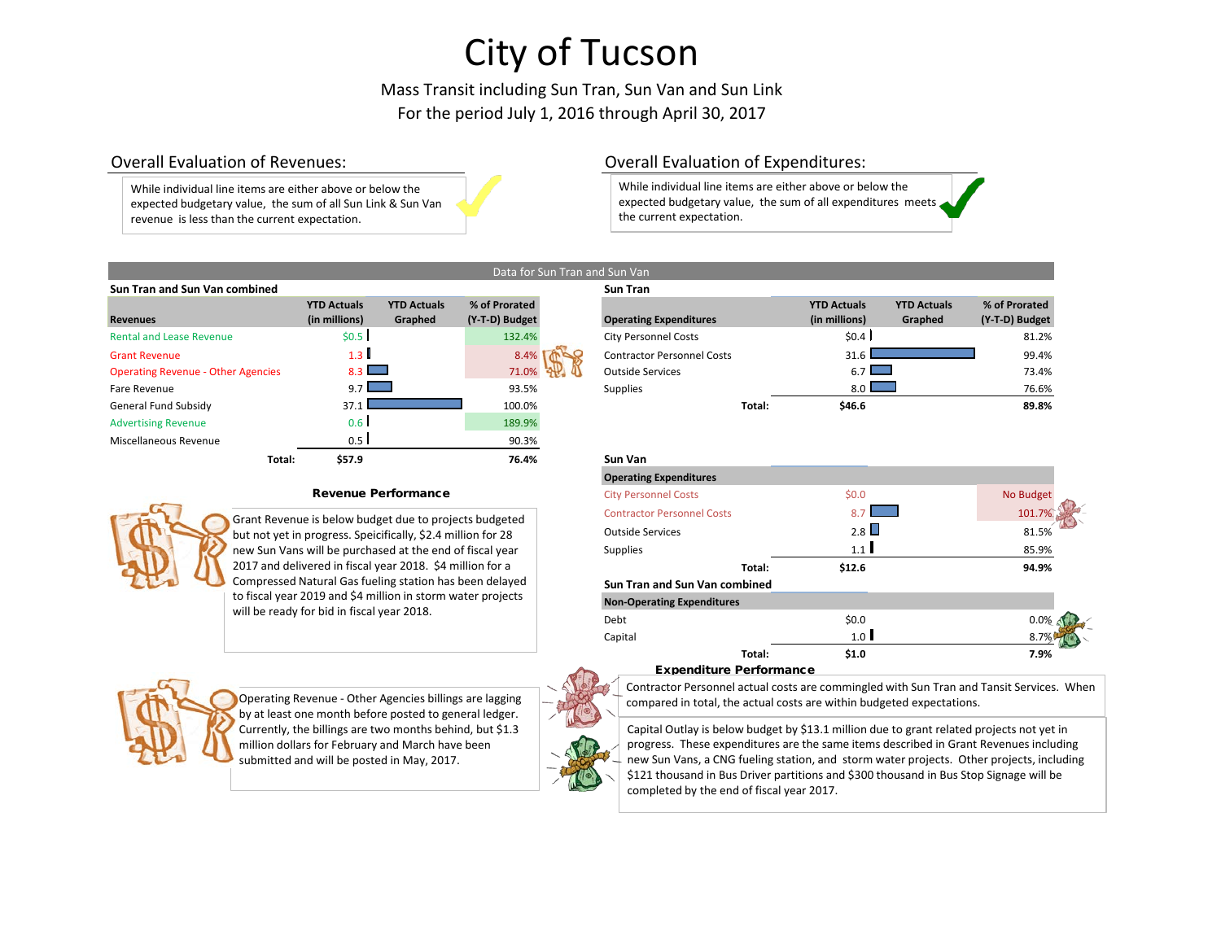# City of Tucson

Mass Transit including Sun Tran, Sun Van and Sun Link
For the period July 1, 2016 through April 30, 2017

## Overall Evaluation of Revenues:

While individual line items are either above or below the expected budgetary value, the sum of all Sun Link & Sun Van revenue is less than the current expectation.

## Overall Evaluation of Expenditures:

While individual line items are either above or below the expected budgetary value, the sum of all expenditures meets the current expectation.

### Data for Sun Tran and Sun Van

**Sun Tran and Sun Van combined**

| Revenues | YTD Actuals (in millions) | YTD Actuals Graphed | % of Prorated (Y-T-D) Budget |
|---|---|---|---|
| Rental and Lease Revenue | $0.5 | | 132.4% |
| Grant Revenue | 1.3 | | 8.4% |
| Operating Revenue - Other Agencies | 8.3 | | 71.0% |
| Fare Revenue | 9.7 | | 93.5% |
| General Fund Subsidy | 37.1 | | 100.0% |
| Advertising Revenue | 0.6 | | 189.9% |
| Miscellaneous Revenue | 0.5 | | 90.3% |
| **Total:** | **$57.9** | | **76.4%** |

**Sun Tran**

| Operating Expenditures | YTD Actuals (in millions) | YTD Actuals Graphed | % of Prorated (Y-T-D) Budget |
|---|---|---|---|
| City Personnel Costs | $0.4 | | 81.2% |
| Contractor Personnel Costs | 31.6 | | 99.4% |
| Outside Services | 6.7 | | 73.4% |
| Supplies | 8.0 | | 76.6% |
| **Total:** | **$46.6** | | **89.8%** |

**Sun Van**

| Operating Expenditures | YTD Actuals (in millions) | YTD Actuals Graphed | % of Prorated (Y-T-D) Budget |
|---|---|---|---|
| City Personnel Costs | $0.0 | | No Budget |
| Contractor Personnel Costs | 8.7 | | 101.7% |
| Outside Services | 2.8 | | 81.5% |
| Supplies | 1.1 | | 85.9% |
| **Total:** | **$12.6** | | **94.9%** |

**Sun Tran and Sun Van combined**

| Non-Operating Expenditures | YTD Actuals (in millions) | YTD Actuals Graphed | % of Prorated (Y-T-D) Budget |
|---|---|---|---|
| Debt | $0.0 | | 0.0% |
| Capital | 1.0 | | 8.7% |
| **Total:** | **$1.0** | | **7.9%** |

### Revenue Performance

Grant Revenue is below budget due to projects budgeted but not yet in progress. Speicifically, $2.4 million for 28 new Sun Vans will be purchased at the end of fiscal year 2017 and delivered in fiscal year 2018. $4 million for a Compressed Natural Gas fueling station has been delayed to fiscal year 2019 and $4 million in storm water projects will be ready for bid in fiscal year 2018.

Operating Revenue - Other Agencies billings are lagging by at least one month before posted to general ledger. Currently, the billings are two months behind, but $1.3 million dollars for February and March have been submitted and will be posted in May, 2017.

### Expenditure Performance

Contractor Personnel actual costs are commingled with Sun Tran and Tansit Services. When compared in total, the actual costs are within budgeted expectations.

Capital Outlay is below budget by $13.1 million due to grant related projects not yet in progress. These expenditures are the same items described in Grant Revenues including new Sun Vans, a CNG fueling station, and storm water projects. Other projects, including $121 thousand in Bus Driver partitions and $300 thousand in Bus Stop Signage will be completed by the end of fiscal year 2017.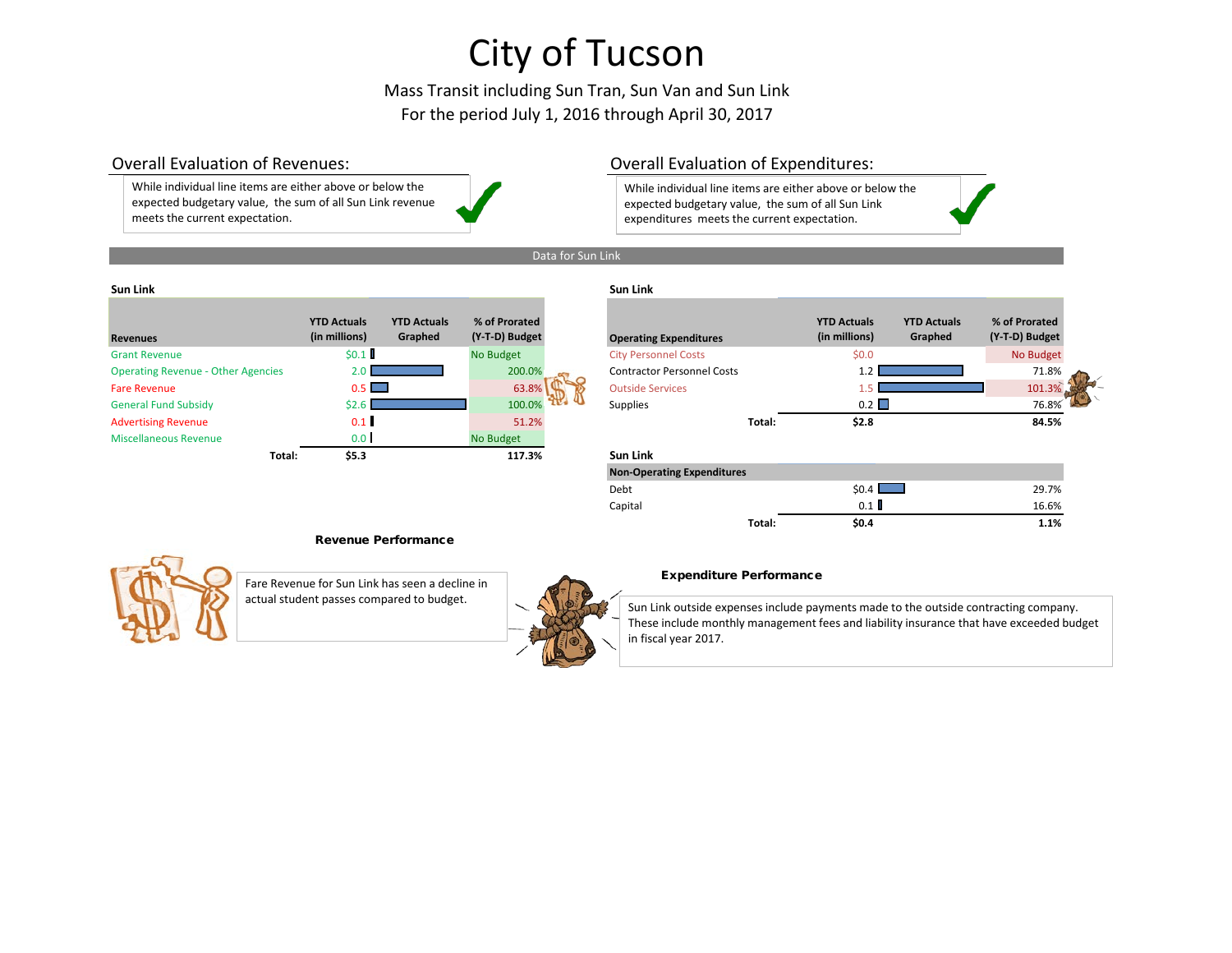# City of Tucson

Mass Transit including Sun Tran, Sun Van and Sun Link

For the period July 1, 2016 through April 30, 2017

## Overall Evaluation of Revenues:

While individual line items are either above or below the expected budgetary value, the sum of all Sun Link revenue meets the current expectation.

## Overall Evaluation of Expenditures:

While individual line items are either above or below the expected budgetary value, the sum of all Sun Link expenditures meets the current expectation.

Data for Sun Link

**Sun Link**

| Revenues | YTD Actuals (in millions) | YTD Actuals Graphed | % of Prorated (Y-T-D) Budget |
|---|---|---|---|
| Grant Revenue | $0.1 | | No Budget |
| Operating Revenue - Other Agencies | 2.0 | | 200.0% |
| Fare Revenue | 0.5 | | 63.8% |
| General Fund Subsidy | $2.6 | | 100.0% |
| Advertising Revenue | 0.1 | | 51.2% |
| Miscellaneous Revenue | 0.0 | | No Budget |
| **Total:** | **$5.3** | | **117.3%** |

**Sun Link**

| Operating Expenditures | YTD Actuals (in millions) | YTD Actuals Graphed | % of Prorated (Y-T-D) Budget |
|---|---|---|---|
| City Personnel Costs | $0.0 | | No Budget |
| Contractor Personnel Costs | 1.2 | | 71.8% |
| Outside Services | 1.5 | | 101.3% |
| Supplies | 0.2 | | 76.8% |
| **Total:** | **$2.8** | | **84.5%** |

**Sun Link**

| Non-Operating Expenditures | YTD Actuals (in millions) | YTD Actuals Graphed | % of Prorated (Y-T-D) Budget |
|---|---|---|---|
| Debt | $0.4 | | 29.7% |
| Capital | 0.1 | | 16.6% |
| **Total:** | **$0.4** | | **1.1%** |

### Revenue Performance

Fare Revenue for Sun Link has seen a decline in actual student passes compared to budget.

### Expenditure Performance

Sun Link outside expenses include payments made to the outside contracting company. These include monthly management fees and liability insurance that have exceeded budget in fiscal year 2017.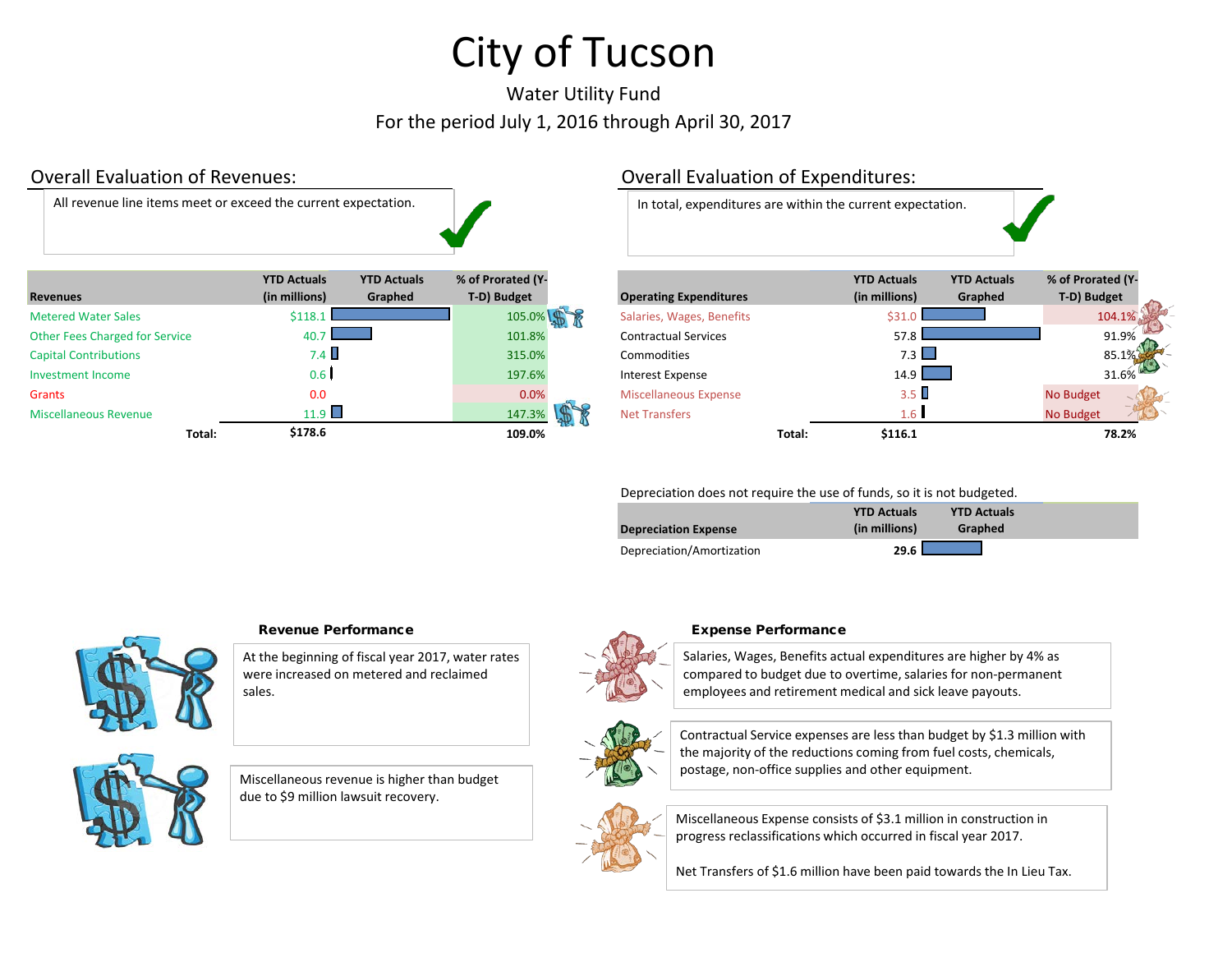# City of Tucson

Water Utility Fund

For the period July 1, 2016 through April 30, 2017

## Overall Evaluation of Revenues:

All revenue line items meet or exceed the current expectation.

| Revenues | YTD Actuals (in millions) | YTD Actuals Graphed | % of Prorated (Y-T-D) Budget |
|---|---|---|---|
| Metered Water Sales | $118.1 | | 105.0% |
| Other Fees Charged for Service | 40.7 | | 101.8% |
| Capital Contributions | 7.4 | | 315.0% |
| Investment Income | 0.6 | | 197.6% |
| Grants | 0.0 | | 0.0% |
| Miscellaneous Revenue | 11.9 | | 147.3% |
| **Total:** | **$178.6** | | **109.0%** |

## Overall Evaluation of Expenditures:

In total, expenditures are within the current expectation.

| Operating Expenditures | YTD Actuals (in millions) | YTD Actuals Graphed | % of Prorated (Y-T-D) Budget |
|---|---|---|---|
| Salaries, Wages, Benefits | $31.0 | | 104.1% |
| Contractual Services | 57.8 | | 91.9% |
| Commodities | 7.3 | | 85.1% |
| Interest Expense | 14.9 | | 31.6% |
| Miscellaneous Expense | 3.5 | | No Budget |
| Net Transfers | 1.6 | | No Budget |
| **Total:** | **$116.1** | | **78.2%** |

Depreciation does not require the use of funds, so it is not budgeted.

| Depreciation Expense | YTD Actuals (in millions) | YTD Actuals Graphed |
|---|---|---|
| Depreciation/Amortization | **29.6** | |

### Revenue Performance

At the beginning of fiscal year 2017, water rates were increased on metered and reclaimed sales.

Miscellaneous revenue is higher than budget due to $9 million lawsuit recovery.

### Expense Performance

Salaries, Wages, Benefits actual expenditures are higher by 4% as compared to budget due to overtime, salaries for non-permanent employees and retirement medical and sick leave payouts.

Contractual Service expenses are less than budget by $1.3 million with the majority of the reductions coming from fuel costs, chemicals, postage, non-office supplies and other equipment.

Miscellaneous Expense consists of $3.1 million in construction in progress reclassifications which occurred in fiscal year 2017.

Net Transfers of $1.6 million have been paid towards the In Lieu Tax.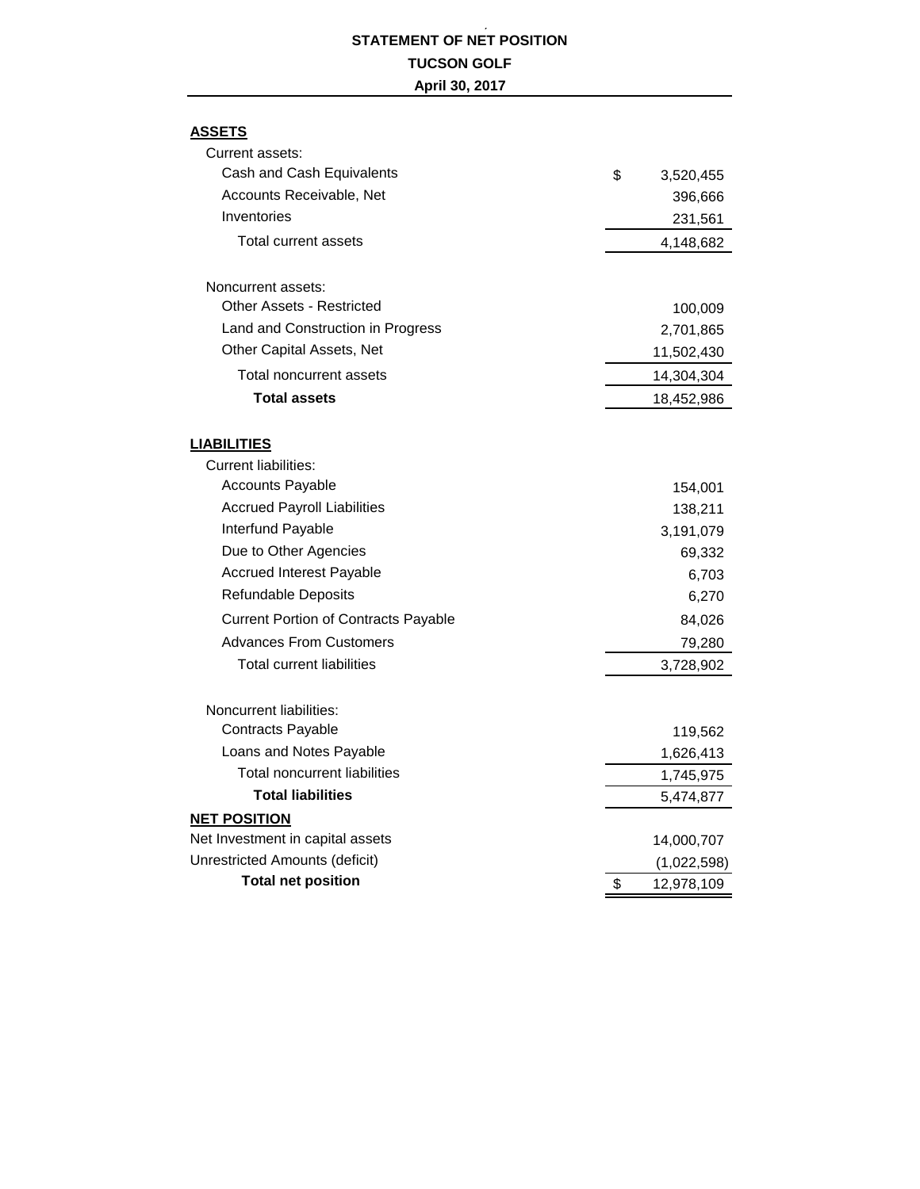# STATEMENT OF NET POSITION

## TUCSON GOLF

### April 30, 2017

| | |
|---|---|
| **ASSETS** | |
| Current assets: | |
| Cash and Cash Equivalents | $ 3,520,455 |
| Accounts Receivable, Net | 396,666 |
| Inventories | 231,561 |
| Total current assets | 4,148,682 |
| Noncurrent assets: | |
| Other Assets - Restricted | 100,009 |
| Land and Construction in Progress | 2,701,865 |
| Other Capital Assets, Net | 11,502,430 |
| Total noncurrent assets | 14,304,304 |
| **Total assets** | 18,452,986 |
| **LIABILITIES** | |
| Current liabilities: | |
| Accounts Payable | 154,001 |
| Accrued Payroll Liabilities | 138,211 |
| Interfund Payable | 3,191,079 |
| Due to Other Agencies | 69,332 |
| Accrued Interest Payable | 6,703 |
| Refundable Deposits | 6,270 |
| Current Portion of Contracts Payable | 84,026 |
| Advances From Customers | 79,280 |
| Total current liabilities | 3,728,902 |
| Noncurrent liabilities: | |
| Contracts Payable | 119,562 |
| Loans and Notes Payable | 1,626,413 |
| Total noncurrent liabilities | 1,745,975 |
| **Total liabilities** | 5,474,877 |
| **NET POSITION** | |
| Net Investment in capital assets | 14,000,707 |
| Unrestricted Amounts (deficit) | (1,022,598) |
| **Total net position** | $ 12,978,109 |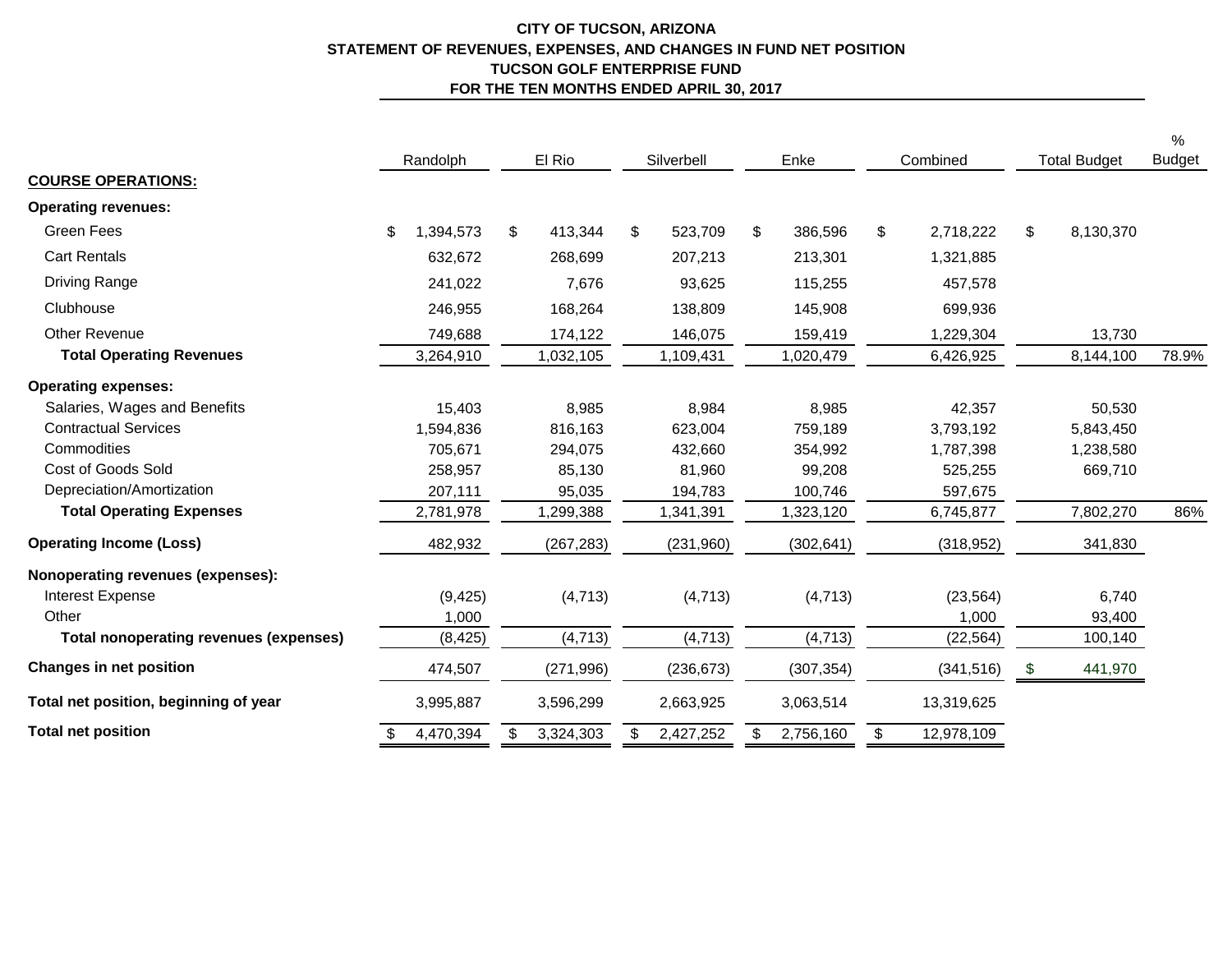**CITY OF TUCSON, ARIZONA**
**STATEMENT OF REVENUES, EXPENSES, AND CHANGES IN FUND NET POSITION**
**TUCSON GOLF ENTERPRISE FUND**
**FOR THE TEN MONTHS ENDED APRIL 30, 2017**

| | Randolph | El Rio | Silverbell | Enke | Combined | Total Budget | % Budget |
|---|---|---|---|---|---|---|---|
| **COURSE OPERATIONS:** | | | | | | | |
| **Operating revenues:** | | | | | | | |
| Green Fees | $ 1,394,573 | $ 413,344 | $ 523,709 | $ 386,596 | $ 2,718,222 | $ 8,130,370 | |
| Cart Rentals | 632,672 | 268,699 | 207,213 | 213,301 | 1,321,885 | | |
| Driving Range | 241,022 | 7,676 | 93,625 | 115,255 | 457,578 | | |
| Clubhouse | 246,955 | 168,264 | 138,809 | 145,908 | 699,936 | | |
| Other Revenue | 749,688 | 174,122 | 146,075 | 159,419 | 1,229,304 | 13,730 | |
| **Total Operating Revenues** | 3,264,910 | 1,032,105 | 1,109,431 | 1,020,479 | 6,426,925 | 8,144,100 | 78.9% |
| **Operating expenses:** | | | | | | | |
| Salaries, Wages and Benefits | 15,403 | 8,985 | 8,984 | 8,985 | 42,357 | 50,530 | |
| Contractual Services | 1,594,836 | 816,163 | 623,004 | 759,189 | 3,793,192 | 5,843,450 | |
| Commodities | 705,671 | 294,075 | 432,660 | 354,992 | 1,787,398 | 1,238,580 | |
| Cost of Goods Sold | 258,957 | 85,130 | 81,960 | 99,208 | 525,255 | 669,710 | |
| Depreciation/Amortization | 207,111 | 95,035 | 194,783 | 100,746 | 597,675 | | |
| **Total Operating Expenses** | 2,781,978 | 1,299,388 | 1,341,391 | 1,323,120 | 6,745,877 | 7,802,270 | 86% |
| **Operating Income (Loss)** | 482,932 | (267,283) | (231,960) | (302,641) | (318,952) | 341,830 | |
| **Nonoperating revenues (expenses):** | | | | | | | |
| Interest Expense | (9,425) | (4,713) | (4,713) | (4,713) | (23,564) | 6,740 | |
| Other | 1,000 | | | | 1,000 | 93,400 | |
| **Total nonoperating revenues (expenses)** | (8,425) | (4,713) | (4,713) | (4,713) | (22,564) | 100,140 | |
| **Changes in net position** | 474,507 | (271,996) | (236,673) | (307,354) | (341,516) | $ 441,970 | |
| **Total net position, beginning of year** | 3,995,887 | 3,596,299 | 2,663,925 | 3,063,514 | 13,319,625 | | |
| **Total net position** | $ 4,470,394 | $ 3,324,303 | $ 2,427,252 | $ 2,756,160 | $ 12,978,109 | | |